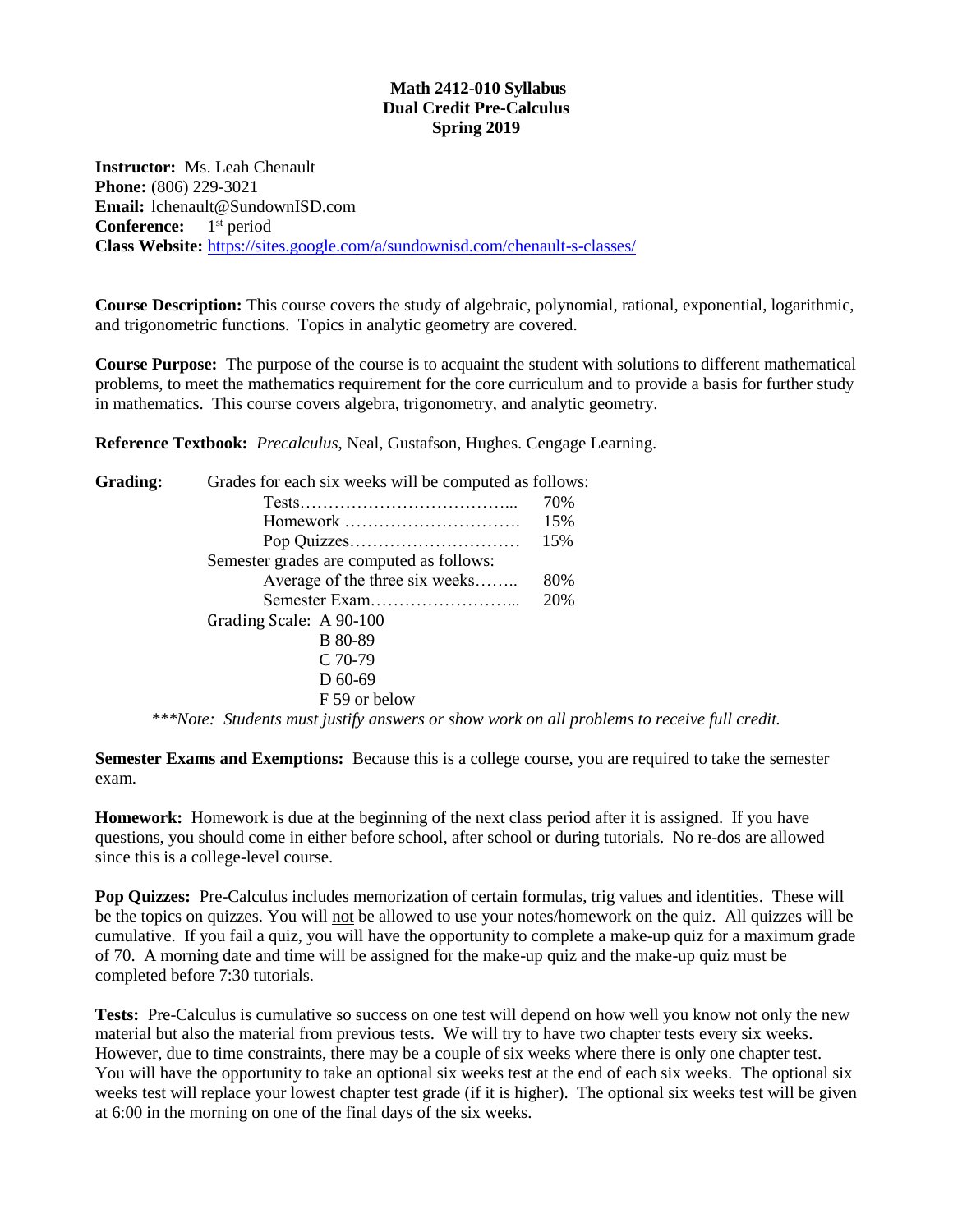# Math 2412-010 Syllabus
## Dual Credit Pre-Calculus
## Spring 2019

**Instructor:** Ms. Leah Chenault
**Phone:** (806) 229-3021
**Email:** lchenault@SundownISD.com
**Conference:** 1st period
**Class Website:** https://sites.google.com/a/sundownisd.com/chenault-s-classes/

**Course Description:** This course covers the study of algebraic, polynomial, rational, exponential, logarithmic, and trigonometric functions. Topics in analytic geometry are covered.

**Course Purpose:** The purpose of the course is to acquaint the student with solutions to different mathematical problems, to meet the mathematics requirement for the core curriculum and to provide a basis for further study in mathematics. This course covers algebra, trigonometry, and analytic geometry.

**Reference Textbook:** *Precalculus,* Neal, Gustafson, Hughes. Cengage Learning.

**Grading:** Grades for each six weeks will be computed as follows:

| Component | Weight |
|---|---|
| Tests | 70% |
| Homework | 15% |
| Pop Quizzes | 15% |

Semester grades are computed as follows:

| Component | Weight |
|---|---|
| Average of the three six weeks | 80% |
| Semester Exam | 20% |

Grading Scale:
- A 90-100
- B 80-89
- C 70-79
- D 60-69
- F 59 or below

****Note: Students must justify answers or show work on all problems to receive full credit.*

**Semester Exams and Exemptions:** Because this is a college course, you are required to take the semester exam.

**Homework:** Homework is due at the beginning of the next class period after it is assigned. If you have questions, you should come in either before school, after school or during tutorials. No re-dos are allowed since this is a college-level course.

**Pop Quizzes:** Pre-Calculus includes memorization of certain formulas, trig values and identities. These will be the topics on quizzes. You will not be allowed to use your notes/homework on the quiz. All quizzes will be cumulative. If you fail a quiz, you will have the opportunity to complete a make-up quiz for a maximum grade of 70. A morning date and time will be assigned for the make-up quiz and the make-up quiz must be completed before 7:30 tutorials.

**Tests:** Pre-Calculus is cumulative so success on one test will depend on how well you know not only the new material but also the material from previous tests. We will try to have two chapter tests every six weeks. However, due to time constraints, there may be a couple of six weeks where there is only one chapter test. You will have the opportunity to take an optional six weeks test at the end of each six weeks. The optional six weeks test will replace your lowest chapter test grade (if it is higher). The optional six weeks test will be given at 6:00 in the morning on one of the final days of the six weeks.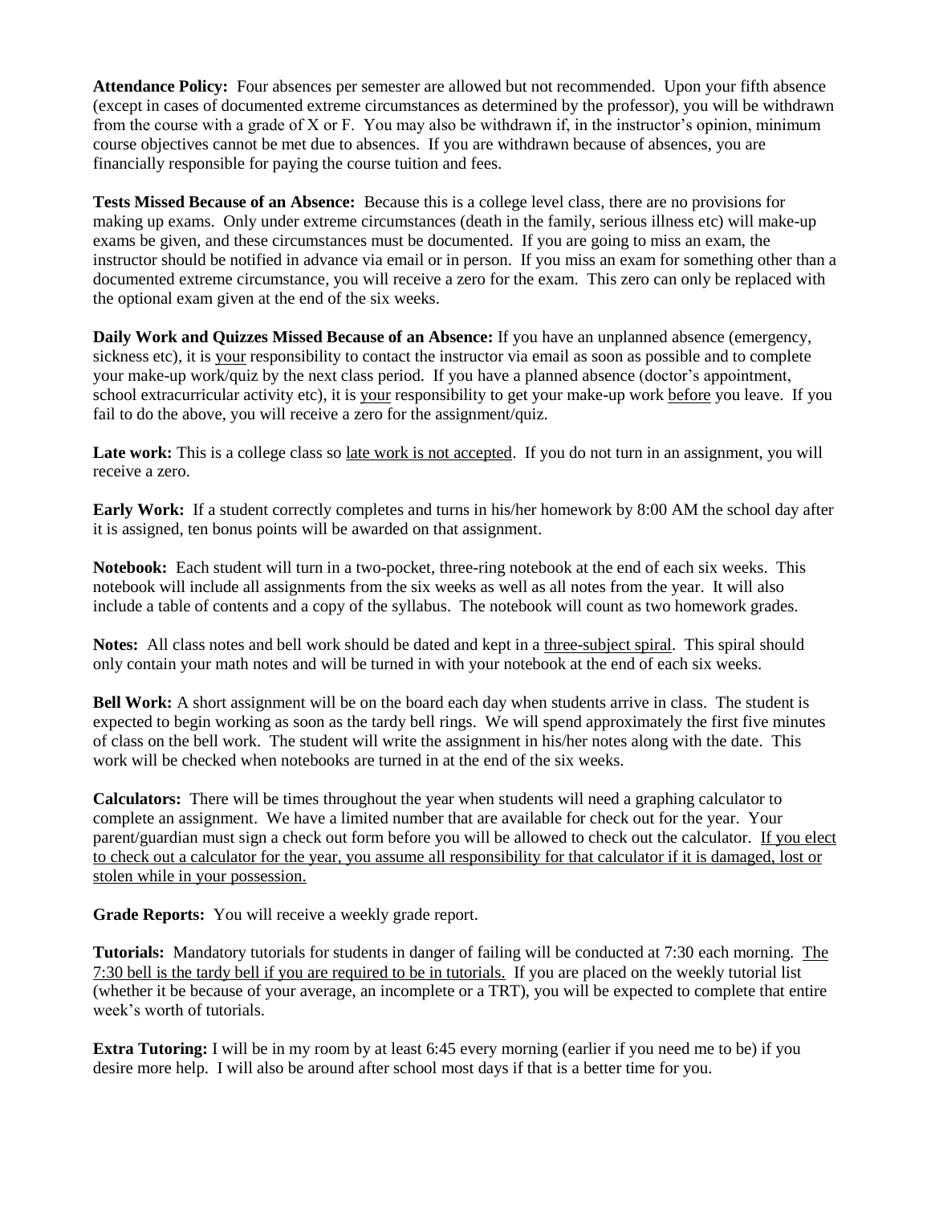**Attendance Policy:** Four absences per semester are allowed but not recommended. Upon your fifth absence (except in cases of documented extreme circumstances as determined by the professor), you will be withdrawn from the course with a grade of X or F. You may also be withdrawn if, in the instructor's opinion, minimum course objectives cannot be met due to absences. If you are withdrawn because of absences, you are financially responsible for paying the course tuition and fees.

**Tests Missed Because of an Absence:** Because this is a college level class, there are no provisions for making up exams. Only under extreme circumstances (death in the family, serious illness etc) will make-up exams be given, and these circumstances must be documented. If you are going to miss an exam, the instructor should be notified in advance via email or in person. If you miss an exam for something other than a documented extreme circumstance, you will receive a zero for the exam. This zero can only be replaced with the optional exam given at the end of the six weeks.

**Daily Work and Quizzes Missed Because of an Absence:** If you have an unplanned absence (emergency, sickness etc), it is <u>your</u> responsibility to contact the instructor via email as soon as possible and to complete your make-up work/quiz by the next class period. If you have a planned absence (doctor's appointment, school extracurricular activity etc), it is <u>your</u> responsibility to get your make-up work <u>before</u> you leave. If you fail to do the above, you will receive a zero for the assignment/quiz.

**Late work:** This is a college class so <u>late work is not accepted</u>. If you do not turn in an assignment, you will receive a zero.

**Early Work:** If a student correctly completes and turns in his/her homework by 8:00 AM the school day after it is assigned, ten bonus points will be awarded on that assignment.

**Notebook:** Each student will turn in a two-pocket, three-ring notebook at the end of each six weeks. This notebook will include all assignments from the six weeks as well as all notes from the year. It will also include a table of contents and a copy of the syllabus. The notebook will count as two homework grades.

**Notes:** All class notes and bell work should be dated and kept in a <u>three-subject spiral</u>. This spiral should only contain your math notes and will be turned in with your notebook at the end of each six weeks.

**Bell Work:** A short assignment will be on the board each day when students arrive in class. The student is expected to begin working as soon as the tardy bell rings. We will spend approximately the first five minutes of class on the bell work. The student will write the assignment in his/her notes along with the date. This work will be checked when notebooks are turned in at the end of the six weeks.

**Calculators:** There will be times throughout the year when students will need a graphing calculator to complete an assignment. We have a limited number that are available for check out for the year. Your parent/guardian must sign a check out form before you will be allowed to check out the calculator. <u>If you elect to check out a calculator for the year, you assume all responsibility for that calculator if it is damaged, lost or stolen while in your possession.</u>

**Grade Reports:** You will receive a weekly grade report.

**Tutorials:** Mandatory tutorials for students in danger of failing will be conducted at 7:30 each morning. <u>The 7:30 bell is the tardy bell if you are required to be in tutorials.</u> If you are placed on the weekly tutorial list (whether it be because of your average, an incomplete or a TRT), you will be expected to complete that entire week's worth of tutorials.

**Extra Tutoring:** I will be in my room by at least 6:45 every morning (earlier if you need me to be) if you desire more help. I will also be around after school most days if that is a better time for you.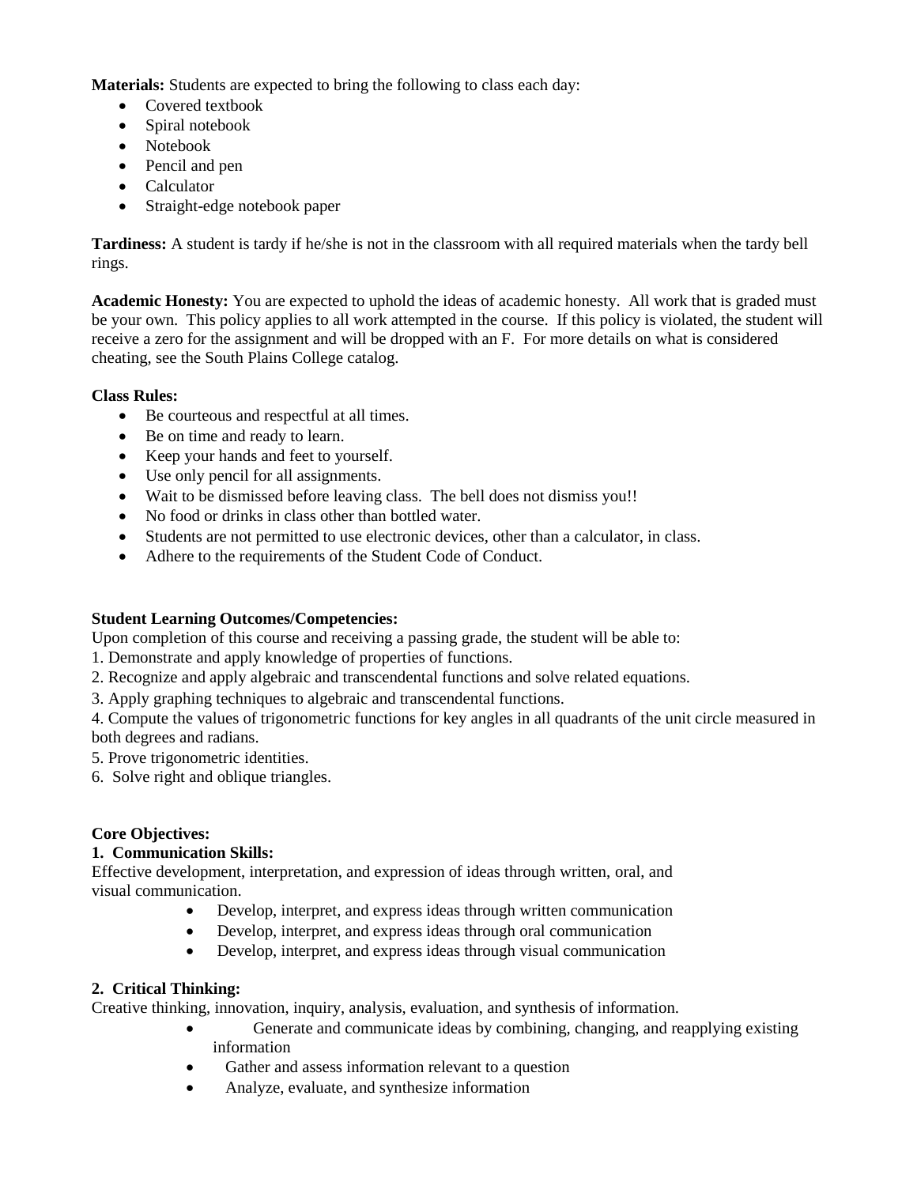**Materials:** Students are expected to bring the following to class each day:

- Covered textbook
- Spiral notebook
- Notebook
- Pencil and pen
- Calculator
- Straight-edge notebook paper

**Tardiness:** A student is tardy if he/she is not in the classroom with all required materials when the tardy bell rings.

**Academic Honesty:** You are expected to uphold the ideas of academic honesty. All work that is graded must be your own. This policy applies to all work attempted in the course. If this policy is violated, the student will receive a zero for the assignment and will be dropped with an F. For more details on what is considered cheating, see the South Plains College catalog.

**Class Rules:**

- Be courteous and respectful at all times.
- Be on time and ready to learn.
- Keep your hands and feet to yourself.
- Use only pencil for all assignments.
- Wait to be dismissed before leaving class. The bell does not dismiss you!!
- No food or drinks in class other than bottled water.
- Students are not permitted to use electronic devices, other than a calculator, in class.
- Adhere to the requirements of the Student Code of Conduct.

**Student Learning Outcomes/Competencies:**

Upon completion of this course and receiving a passing grade, the student will be able to:

1. Demonstrate and apply knowledge of properties of functions.
2. Recognize and apply algebraic and transcendental functions and solve related equations.
3. Apply graphing techniques to algebraic and transcendental functions.
4. Compute the values of trigonometric functions for key angles in all quadrants of the unit circle measured in both degrees and radians.
5. Prove trigonometric identities.
6. Solve right and oblique triangles.

**Core Objectives:**

**1. Communication Skills:**

Effective development, interpretation, and expression of ideas through written, oral, and visual communication.

- Develop, interpret, and express ideas through written communication
- Develop, interpret, and express ideas through oral communication
- Develop, interpret, and express ideas through visual communication

**2. Critical Thinking:**

Creative thinking, innovation, inquiry, analysis, evaluation, and synthesis of information.

- Generate and communicate ideas by combining, changing, and reapplying existing information
- Gather and assess information relevant to a question
- Analyze, evaluate, and synthesize information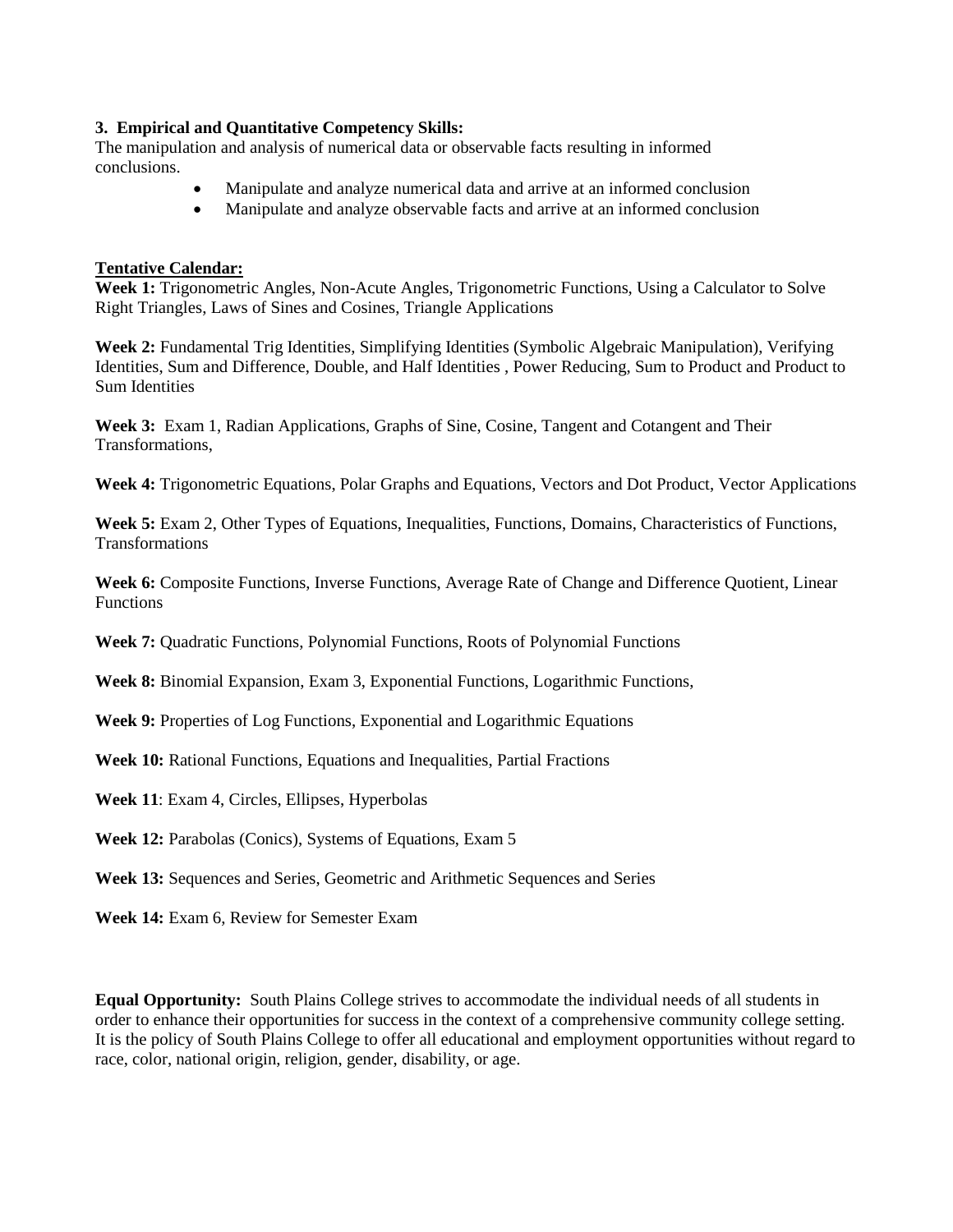**3. Empirical and Quantitative Competency Skills:**
The manipulation and analysis of numerical data or observable facts resulting in informed conclusions.

- Manipulate and analyze numerical data and arrive at an informed conclusion
- Manipulate and analyze observable facts and arrive at an informed conclusion

**Tentative Calendar:**

**Week 1:** Trigonometric Angles, Non-Acute Angles, Trigonometric Functions, Using a Calculator to Solve Right Triangles, Laws of Sines and Cosines, Triangle Applications

**Week 2:** Fundamental Trig Identities, Simplifying Identities (Symbolic Algebraic Manipulation), Verifying Identities, Sum and Difference, Double, and Half Identities , Power Reducing, Sum to Product and Product to Sum Identities

**Week 3:** Exam 1, Radian Applications, Graphs of Sine, Cosine, Tangent and Cotangent and Their Transformations,

**Week 4:** Trigonometric Equations, Polar Graphs and Equations, Vectors and Dot Product, Vector Applications

**Week 5:** Exam 2, Other Types of Equations, Inequalities, Functions, Domains, Characteristics of Functions, Transformations

**Week 6:** Composite Functions, Inverse Functions, Average Rate of Change and Difference Quotient, Linear Functions

**Week 7:** Quadratic Functions, Polynomial Functions, Roots of Polynomial Functions

**Week 8:** Binomial Expansion, Exam 3, Exponential Functions, Logarithmic Functions,

**Week 9:** Properties of Log Functions, Exponential and Logarithmic Equations

**Week 10:** Rational Functions, Equations and Inequalities, Partial Fractions

**Week 11**: Exam 4, Circles, Ellipses, Hyperbolas

**Week 12:** Parabolas (Conics), Systems of Equations, Exam 5

**Week 13:** Sequences and Series, Geometric and Arithmetic Sequences and Series

**Week 14:** Exam 6, Review for Semester Exam

**Equal Opportunity:** South Plains College strives to accommodate the individual needs of all students in order to enhance their opportunities for success in the context of a comprehensive community college setting. It is the policy of South Plains College to offer all educational and employment opportunities without regard to race, color, national origin, religion, gender, disability, or age.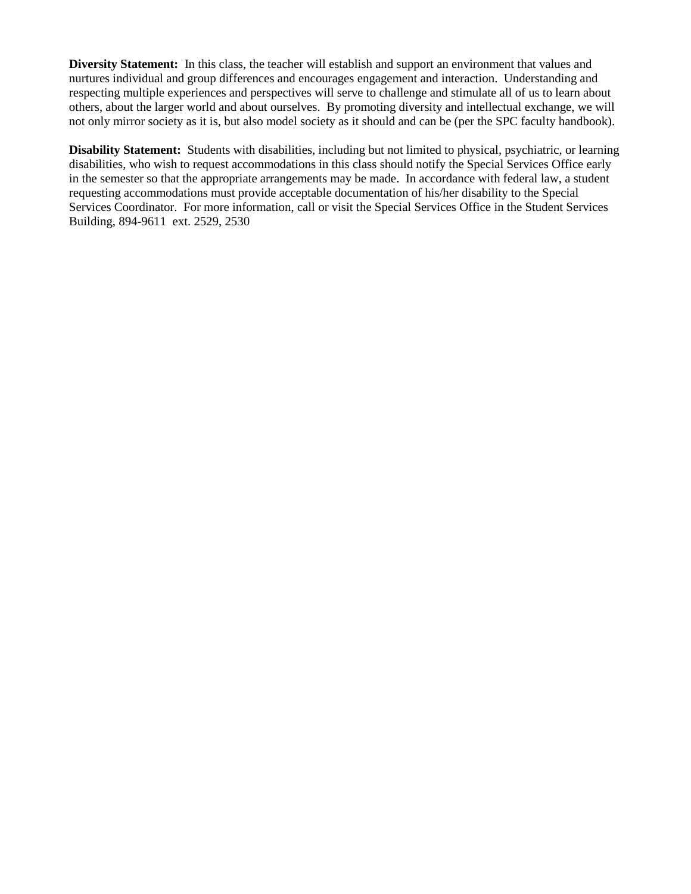**Diversity Statement:** In this class, the teacher will establish and support an environment that values and nurtures individual and group differences and encourages engagement and interaction. Understanding and respecting multiple experiences and perspectives will serve to challenge and stimulate all of us to learn about others, about the larger world and about ourselves. By promoting diversity and intellectual exchange, we will not only mirror society as it is, but also model society as it should and can be (per the SPC faculty handbook).

**Disability Statement:** Students with disabilities, including but not limited to physical, psychiatric, or learning disabilities, who wish to request accommodations in this class should notify the Special Services Office early in the semester so that the appropriate arrangements may be made. In accordance with federal law, a student requesting accommodations must provide acceptable documentation of his/her disability to the Special Services Coordinator. For more information, call or visit the Special Services Office in the Student Services Building, 894-9611 ext. 2529, 2530